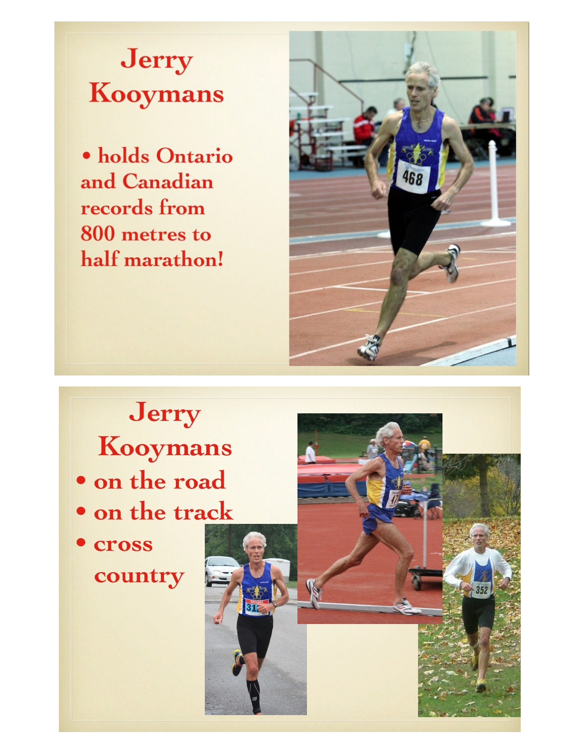# Jerry Kooymans

- holds Ontario and Canadian records from 800 metres to half marathon!

# Jerry Kooymans

- on the road
- on the track
- cross country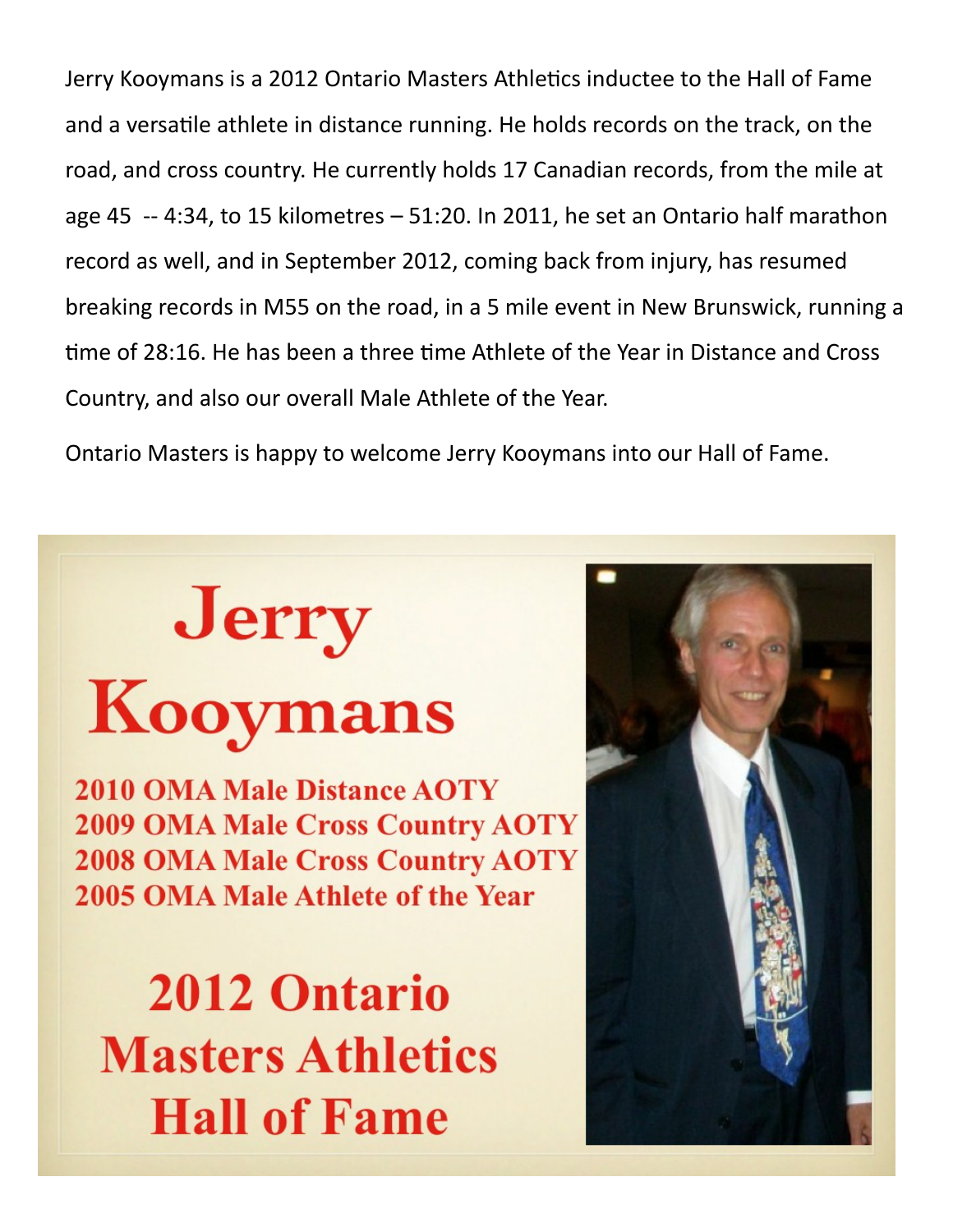Jerry Kooymans is a 2012 Ontario Masters Athletics inductee to the Hall of Fame and a versatile athlete in distance running. He holds records on the track, on the road, and cross country. He currently holds 17 Canadian records, from the mile at age 45 -- 4:34, to 15 kilometres – 51:20. In 2011, he set an Ontario half marathon record as well, and in September 2012, coming back from injury, has resumed breaking records in M55 on the road, in a 5 mile event in New Brunswick, running a time of 28:16. He has been a three time Athlete of the Year in Distance and Cross Country, and also our overall Male Athlete of the Year.

Ontario Masters is happy to welcome Jerry Kooymans into our Hall of Fame.

# Jerry Kooymans

**2010 OMA Male Distance AOTY**
**2009 OMA Male Cross Country AOTY**
**2008 OMA Male Cross Country AOTY**
**2005 OMA Male Athlete of the Year**

## 2012 Ontario Masters Athletics Hall of Fame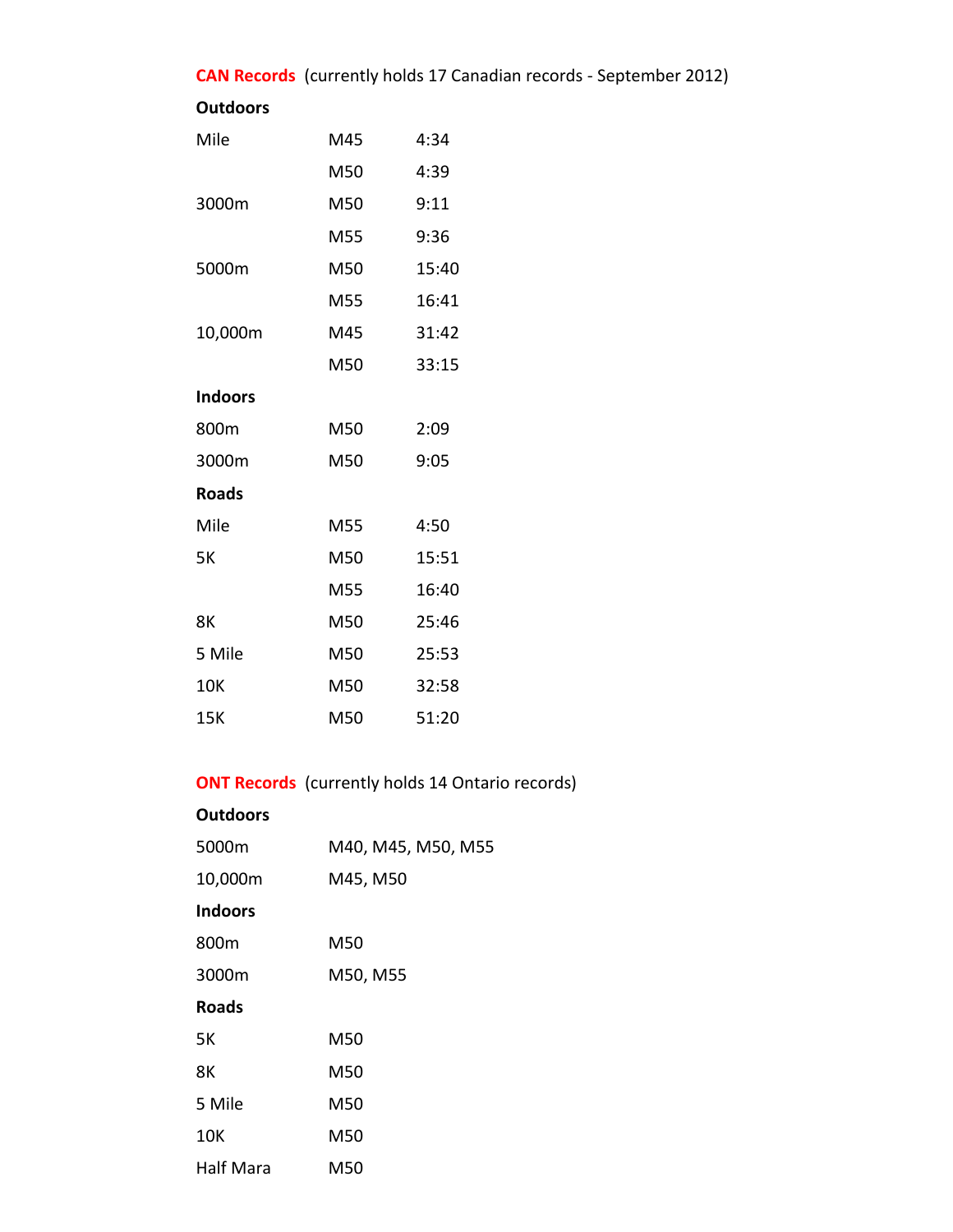**CAN Records** (currently holds 17 Canadian records - September 2012)

| | | |
|---|---|---|
| **Outdoors** | | |
| Mile | M45 | 4:34 |
| | M50 | 4:39 |
| 3000m | M50 | 9:11 |
| | M55 | 9:36 |
| 5000m | M50 | 15:40 |
| | M55 | 16:41 |
| 10,000m | M45 | 31:42 |
| | M50 | 33:15 |
| **Indoors** | | |
| 800m | M50 | 2:09 |
| 3000m | M50 | 9:05 |
| **Roads** | | |
| Mile | M55 | 4:50 |
| 5K | M50 | 15:51 |
| | M55 | 16:40 |
| 8K | M50 | 25:46 |
| 5 Mile | M50 | 25:53 |
| 10K | M50 | 32:58 |
| 15K | M50 | 51:20 |

**ONT Records** (currently holds 14 Ontario records)

| | |
|---|---|
| **Outdoors** | |
| 5000m | M40, M45, M50, M55 |
| 10,000m | M45, M50 |
| **Indoors** | |
| 800m | M50 |
| 3000m | M50, M55 |
| **Roads** | |
| 5K | M50 |
| 8K | M50 |
| 5 Mile | M50 |
| 10K | M50 |
| Half Mara | M50 |